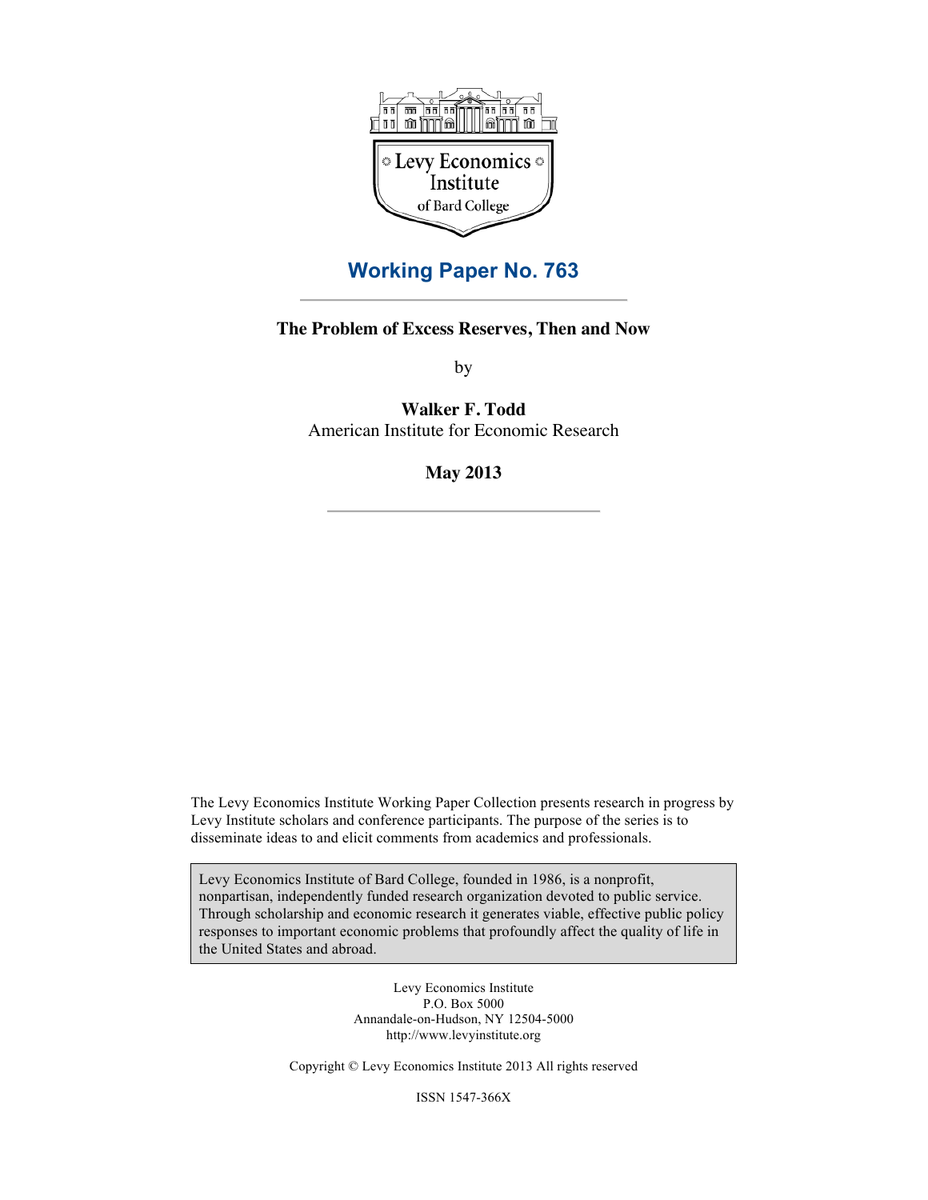Levy Economics Institute of Bard College

# Working Paper No. 763

## The Problem of Excess Reserves, Then and Now

by

**Walker F. Todd**
American Institute for Economic Research

**May 2013**

The Levy Economics Institute Working Paper Collection presents research in progress by Levy Institute scholars and conference participants. The purpose of the series is to disseminate ideas to and elicit comments from academics and professionals.

Levy Economics Institute of Bard College, founded in 1986, is a nonprofit, nonpartisan, independently funded research organization devoted to public service. Through scholarship and economic research it generates viable, effective public policy responses to important economic problems that profoundly affect the quality of life in the United States and abroad.

Levy Economics Institute
P.O. Box 5000
Annandale-on-Hudson, NY 12504-5000
http://www.levyinstitute.org

Copyright © Levy Economics Institute 2013 All rights reserved

ISSN 1547-366X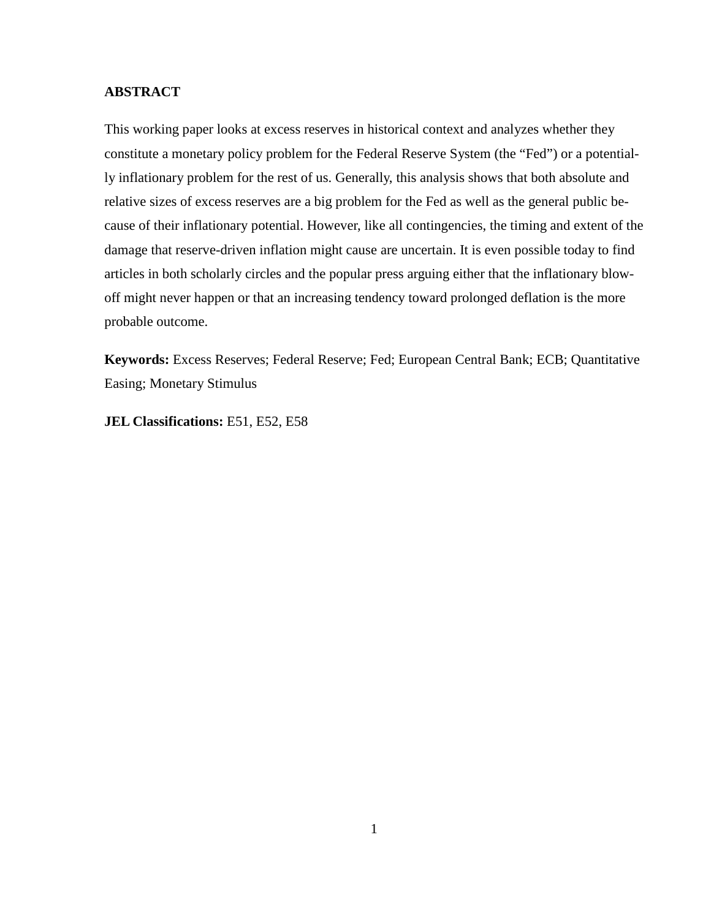**ABSTRACT**

This working paper looks at excess reserves in historical context and analyzes whether they constitute a monetary policy problem for the Federal Reserve System (the "Fed") or a potentially inflationary problem for the rest of us. Generally, this analysis shows that both absolute and relative sizes of excess reserves are a big problem for the Fed as well as the general public because of their inflationary potential. However, like all contingencies, the timing and extent of the damage that reserve-driven inflation might cause are uncertain. It is even possible today to find articles in both scholarly circles and the popular press arguing either that the inflationary blow-off might never happen or that an increasing tendency toward prolonged deflation is the more probable outcome.

**Keywords:** Excess Reserves; Federal Reserve; Fed; European Central Bank; ECB; Quantitative Easing; Monetary Stimulus

**JEL Classifications:** E51, E52, E58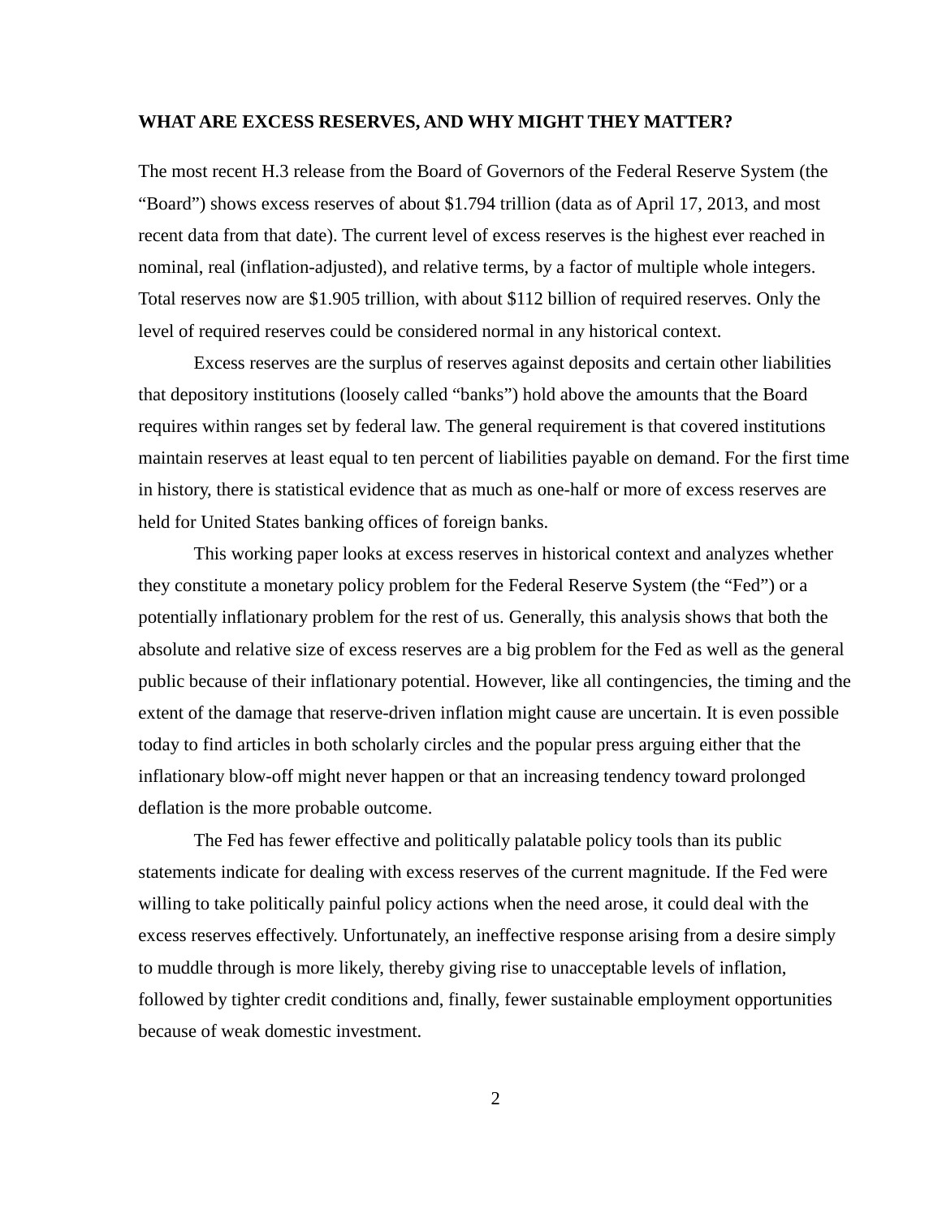## WHAT ARE EXCESS RESERVES, AND WHY MIGHT THEY MATTER?

The most recent H.3 release from the Board of Governors of the Federal Reserve System (the "Board") shows excess reserves of about $1.794 trillion (data as of April 17, 2013, and most recent data from that date). The current level of excess reserves is the highest ever reached in nominal, real (inflation-adjusted), and relative terms, by a factor of multiple whole integers. Total reserves now are $1.905 trillion, with about $112 billion of required reserves. Only the level of required reserves could be considered normal in any historical context.

Excess reserves are the surplus of reserves against deposits and certain other liabilities that depository institutions (loosely called "banks") hold above the amounts that the Board requires within ranges set by federal law. The general requirement is that covered institutions maintain reserves at least equal to ten percent of liabilities payable on demand. For the first time in history, there is statistical evidence that as much as one-half or more of excess reserves are held for United States banking offices of foreign banks.

This working paper looks at excess reserves in historical context and analyzes whether they constitute a monetary policy problem for the Federal Reserve System (the "Fed") or a potentially inflationary problem for the rest of us. Generally, this analysis shows that both the absolute and relative size of excess reserves are a big problem for the Fed as well as the general public because of their inflationary potential. However, like all contingencies, the timing and the extent of the damage that reserve-driven inflation might cause are uncertain. It is even possible today to find articles in both scholarly circles and the popular press arguing either that the inflationary blow-off might never happen or that an increasing tendency toward prolonged deflation is the more probable outcome.

The Fed has fewer effective and politically palatable policy tools than its public statements indicate for dealing with excess reserves of the current magnitude. If the Fed were willing to take politically painful policy actions when the need arose, it could deal with the excess reserves effectively. Unfortunately, an ineffective response arising from a desire simply to muddle through is more likely, thereby giving rise to unacceptable levels of inflation, followed by tighter credit conditions and, finally, fewer sustainable employment opportunities because of weak domestic investment.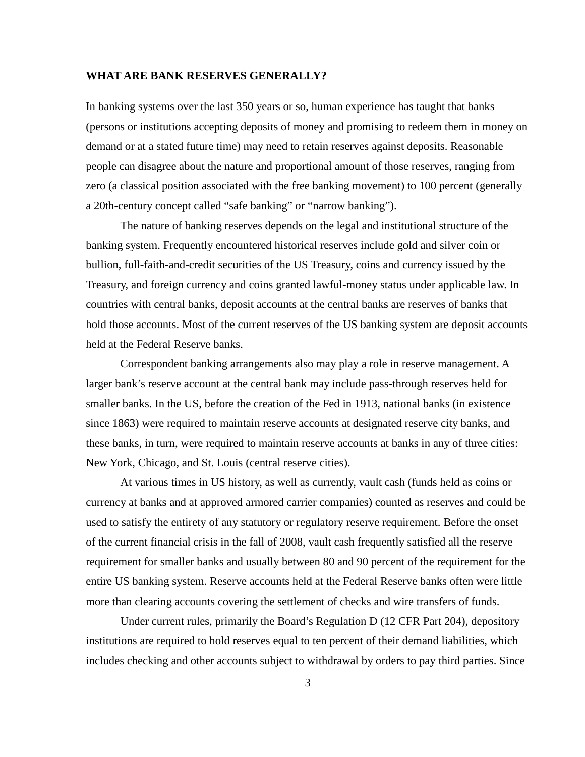**WHAT ARE BANK RESERVES GENERALLY?**

In banking systems over the last 350 years or so, human experience has taught that banks (persons or institutions accepting deposits of money and promising to redeem them in money on demand or at a stated future time) may need to retain reserves against deposits. Reasonable people can disagree about the nature and proportional amount of those reserves, ranging from zero (a classical position associated with the free banking movement) to 100 percent (generally a 20th-century concept called "safe banking" or "narrow banking").

The nature of banking reserves depends on the legal and institutional structure of the banking system. Frequently encountered historical reserves include gold and silver coin or bullion, full-faith-and-credit securities of the US Treasury, coins and currency issued by the Treasury, and foreign currency and coins granted lawful-money status under applicable law. In countries with central banks, deposit accounts at the central banks are reserves of banks that hold those accounts. Most of the current reserves of the US banking system are deposit accounts held at the Federal Reserve banks.

Correspondent banking arrangements also may play a role in reserve management. A larger bank's reserve account at the central bank may include pass-through reserves held for smaller banks. In the US, before the creation of the Fed in 1913, national banks (in existence since 1863) were required to maintain reserve accounts at designated reserve city banks, and these banks, in turn, were required to maintain reserve accounts at banks in any of three cities: New York, Chicago, and St. Louis (central reserve cities).

At various times in US history, as well as currently, vault cash (funds held as coins or currency at banks and at approved armored carrier companies) counted as reserves and could be used to satisfy the entirety of any statutory or regulatory reserve requirement. Before the onset of the current financial crisis in the fall of 2008, vault cash frequently satisfied all the reserve requirement for smaller banks and usually between 80 and 90 percent of the requirement for the entire US banking system. Reserve accounts held at the Federal Reserve banks often were little more than clearing accounts covering the settlement of checks and wire transfers of funds.

Under current rules, primarily the Board's Regulation D (12 CFR Part 204), depository institutions are required to hold reserves equal to ten percent of their demand liabilities, which includes checking and other accounts subject to withdrawal by orders to pay third parties. Since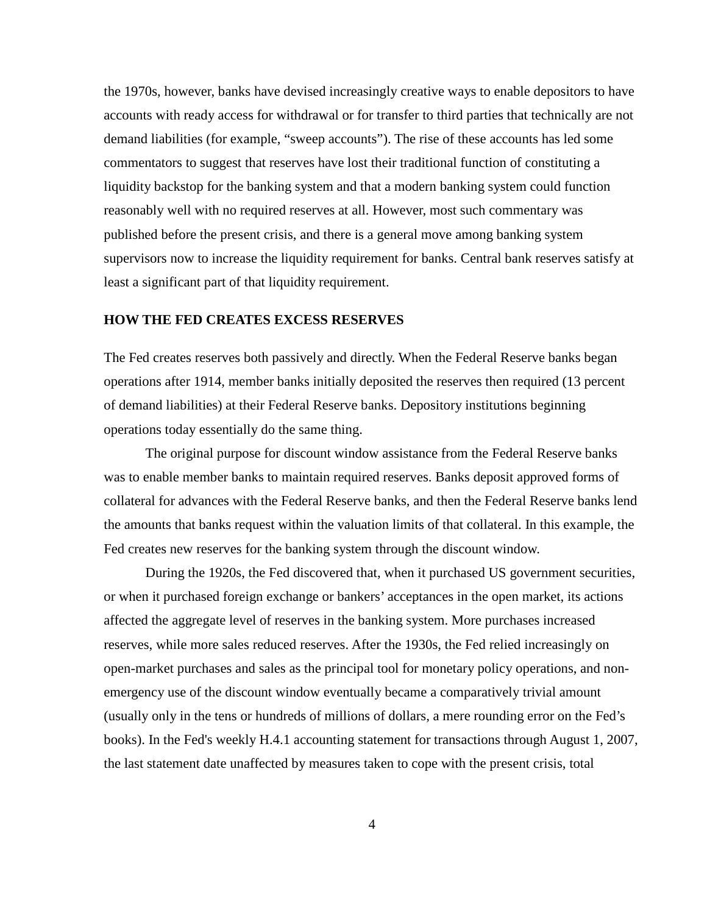the 1970s, however, banks have devised increasingly creative ways to enable depositors to have accounts with ready access for withdrawal or for transfer to third parties that technically are not demand liabilities (for example, "sweep accounts"). The rise of these accounts has led some commentators to suggest that reserves have lost their traditional function of constituting a liquidity backstop for the banking system and that a modern banking system could function reasonably well with no required reserves at all. However, most such commentary was published before the present crisis, and there is a general move among banking system supervisors now to increase the liquidity requirement for banks. Central bank reserves satisfy at least a significant part of that liquidity requirement.

## HOW THE FED CREATES EXCESS RESERVES

The Fed creates reserves both passively and directly. When the Federal Reserve banks began operations after 1914, member banks initially deposited the reserves then required (13 percent of demand liabilities) at their Federal Reserve banks. Depository institutions beginning operations today essentially do the same thing.

The original purpose for discount window assistance from the Federal Reserve banks was to enable member banks to maintain required reserves. Banks deposit approved forms of collateral for advances with the Federal Reserve banks, and then the Federal Reserve banks lend the amounts that banks request within the valuation limits of that collateral. In this example, the Fed creates new reserves for the banking system through the discount window.

During the 1920s, the Fed discovered that, when it purchased US government securities, or when it purchased foreign exchange or bankers' acceptances in the open market, its actions affected the aggregate level of reserves in the banking system. More purchases increased reserves, while more sales reduced reserves. After the 1930s, the Fed relied increasingly on open-market purchases and sales as the principal tool for monetary policy operations, and non-emergency use of the discount window eventually became a comparatively trivial amount (usually only in the tens or hundreds of millions of dollars, a mere rounding error on the Fed's books). In the Fed's weekly H.4.1 accounting statement for transactions through August 1, 2007, the last statement date unaffected by measures taken to cope with the present crisis, total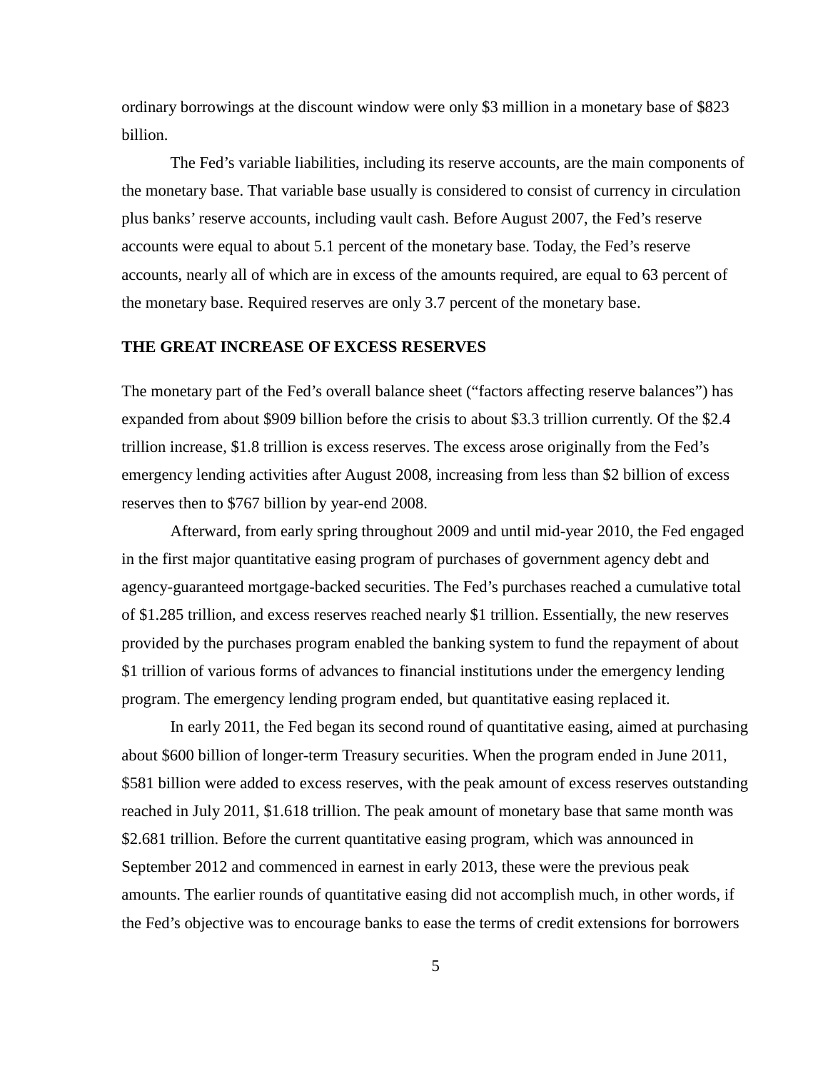ordinary borrowings at the discount window were only $3 million in a monetary base of $823 billion.

The Fed's variable liabilities, including its reserve accounts, are the main components of the monetary base. That variable base usually is considered to consist of currency in circulation plus banks' reserve accounts, including vault cash. Before August 2007, the Fed's reserve accounts were equal to about 5.1 percent of the monetary base. Today, the Fed's reserve accounts, nearly all of which are in excess of the amounts required, are equal to 63 percent of the monetary base. Required reserves are only 3.7 percent of the monetary base.

## THE GREAT INCREASE OF EXCESS RESERVES

The monetary part of the Fed's overall balance sheet ("factors affecting reserve balances") has expanded from about $909 billion before the crisis to about $3.3 trillion currently. Of the $2.4 trillion increase, $1.8 trillion is excess reserves. The excess arose originally from the Fed's emergency lending activities after August 2008, increasing from less than $2 billion of excess reserves then to $767 billion by year-end 2008.

Afterward, from early spring throughout 2009 and until mid-year 2010, the Fed engaged in the first major quantitative easing program of purchases of government agency debt and agency-guaranteed mortgage-backed securities. The Fed's purchases reached a cumulative total of $1.285 trillion, and excess reserves reached nearly $1 trillion. Essentially, the new reserves provided by the purchases program enabled the banking system to fund the repayment of about $1 trillion of various forms of advances to financial institutions under the emergency lending program. The emergency lending program ended, but quantitative easing replaced it.

In early 2011, the Fed began its second round of quantitative easing, aimed at purchasing about $600 billion of longer-term Treasury securities. When the program ended in June 2011, $581 billion were added to excess reserves, with the peak amount of excess reserves outstanding reached in July 2011, $1.618 trillion. The peak amount of monetary base that same month was $2.681 trillion. Before the current quantitative easing program, which was announced in September 2012 and commenced in earnest in early 2013, these were the previous peak amounts. The earlier rounds of quantitative easing did not accomplish much, in other words, if the Fed's objective was to encourage banks to ease the terms of credit extensions for borrowers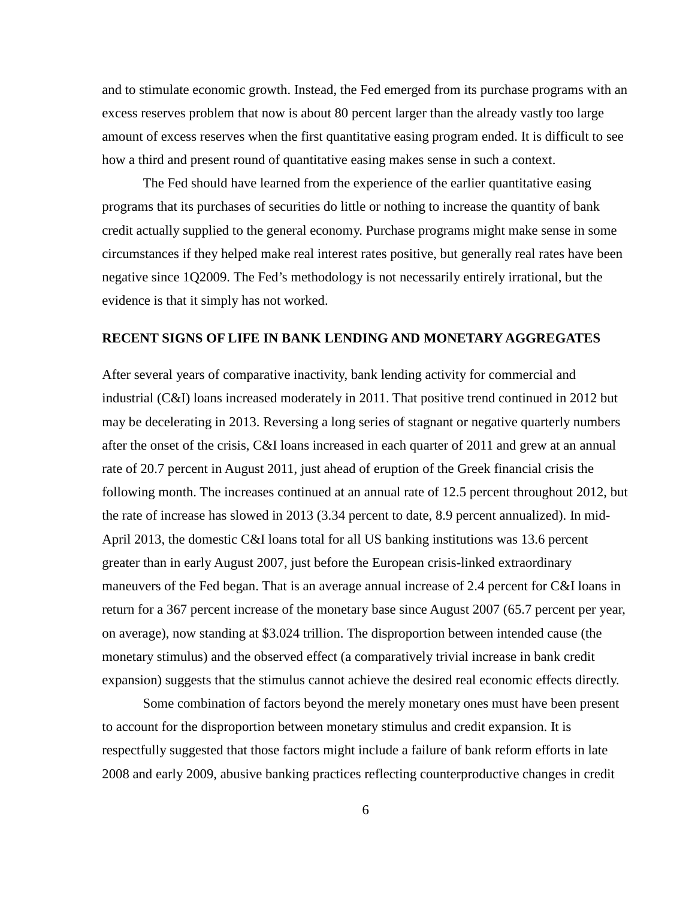and to stimulate economic growth. Instead, the Fed emerged from its purchase programs with an excess reserves problem that now is about 80 percent larger than the already vastly too large amount of excess reserves when the first quantitative easing program ended. It is difficult to see how a third and present round of quantitative easing makes sense in such a context.

The Fed should have learned from the experience of the earlier quantitative easing programs that its purchases of securities do little or nothing to increase the quantity of bank credit actually supplied to the general economy. Purchase programs might make sense in some circumstances if they helped make real interest rates positive, but generally real rates have been negative since 1Q2009. The Fed's methodology is not necessarily entirely irrational, but the evidence is that it simply has not worked.

## RECENT SIGNS OF LIFE IN BANK LENDING AND MONETARY AGGREGATES

After several years of comparative inactivity, bank lending activity for commercial and industrial (C&I) loans increased moderately in 2011. That positive trend continued in 2012 but may be decelerating in 2013. Reversing a long series of stagnant or negative quarterly numbers after the onset of the crisis, C&I loans increased in each quarter of 2011 and grew at an annual rate of 20.7 percent in August 2011, just ahead of eruption of the Greek financial crisis the following month. The increases continued at an annual rate of 12.5 percent throughout 2012, but the rate of increase has slowed in 2013 (3.34 percent to date, 8.9 percent annualized). In mid-April 2013, the domestic C&I loans total for all US banking institutions was 13.6 percent greater than in early August 2007, just before the European crisis-linked extraordinary maneuvers of the Fed began. That is an average annual increase of 2.4 percent for C&I loans in return for a 367 percent increase of the monetary base since August 2007 (65.7 percent per year, on average), now standing at $3.024 trillion. The disproportion between intended cause (the monetary stimulus) and the observed effect (a comparatively trivial increase in bank credit expansion) suggests that the stimulus cannot achieve the desired real economic effects directly.

Some combination of factors beyond the merely monetary ones must have been present to account for the disproportion between monetary stimulus and credit expansion. It is respectfully suggested that those factors might include a failure of bank reform efforts in late 2008 and early 2009, abusive banking practices reflecting counterproductive changes in credit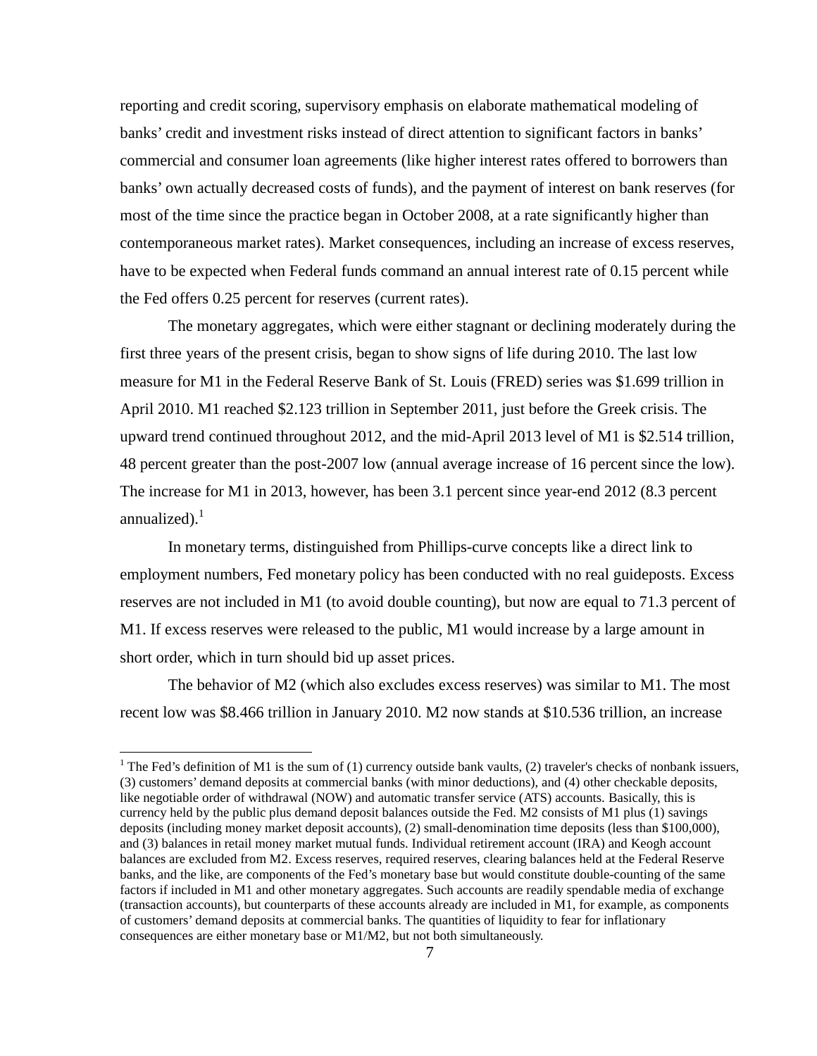reporting and credit scoring, supervisory emphasis on elaborate mathematical modeling of banks' credit and investment risks instead of direct attention to significant factors in banks' commercial and consumer loan agreements (like higher interest rates offered to borrowers than banks' own actually decreased costs of funds), and the payment of interest on bank reserves (for most of the time since the practice began in October 2008, at a rate significantly higher than contemporaneous market rates). Market consequences, including an increase of excess reserves, have to be expected when Federal funds command an annual interest rate of 0.15 percent while the Fed offers 0.25 percent for reserves (current rates).

The monetary aggregates, which were either stagnant or declining moderately during the first three years of the present crisis, began to show signs of life during 2010. The last low measure for M1 in the Federal Reserve Bank of St. Louis (FRED) series was $1.699 trillion in April 2010. M1 reached $2.123 trillion in September 2011, just before the Greek crisis. The upward trend continued throughout 2012, and the mid-April 2013 level of M1 is $2.514 trillion, 48 percent greater than the post-2007 low (annual average increase of 16 percent since the low). The increase for M1 in 2013, however, has been 3.1 percent since year-end 2012 (8.3 percent annualized).[1]

In monetary terms, distinguished from Phillips-curve concepts like a direct link to employment numbers, Fed monetary policy has been conducted with no real guideposts. Excess reserves are not included in M1 (to avoid double counting), but now are equal to 71.3 percent of M1. If excess reserves were released to the public, M1 would increase by a large amount in short order, which in turn should bid up asset prices.

The behavior of M2 (which also excludes excess reserves) was similar to M1. The most recent low was $8.466 trillion in January 2010. M2 now stands at $10.536 trillion, an increase

[1] The Fed's definition of M1 is the sum of (1) currency outside bank vaults, (2) traveler's checks of nonbank issuers, (3) customers' demand deposits at commercial banks (with minor deductions), and (4) other checkable deposits, like negotiable order of withdrawal (NOW) and automatic transfer service (ATS) accounts. Basically, this is currency held by the public plus demand deposit balances outside the Fed. M2 consists of M1 plus (1) savings deposits (including money market deposit accounts), (2) small-denomination time deposits (less than $100,000), and (3) balances in retail money market mutual funds. Individual retirement account (IRA) and Keogh account balances are excluded from M2. Excess reserves, required reserves, clearing balances held at the Federal Reserve banks, and the like, are components of the Fed's monetary base but would constitute double-counting of the same factors if included in M1 and other monetary aggregates. Such accounts are readily spendable media of exchange (transaction accounts), but counterparts of these accounts already are included in M1, for example, as components of customers' demand deposits at commercial banks. The quantities of liquidity to fear for inflationary consequences are either monetary base or M1/M2, but not both simultaneously.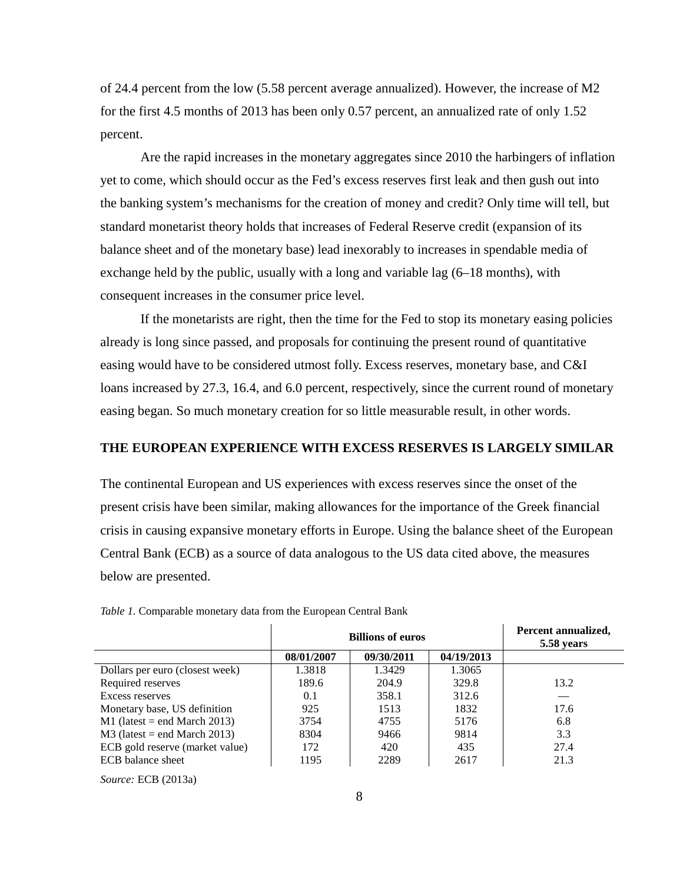of 24.4 percent from the low (5.58 percent average annualized). However, the increase of M2 for the first 4.5 months of 2013 has been only 0.57 percent, an annualized rate of only 1.52 percent.

Are the rapid increases in the monetary aggregates since 2010 the harbingers of inflation yet to come, which should occur as the Fed's excess reserves first leak and then gush out into the banking system's mechanisms for the creation of money and credit? Only time will tell, but standard monetarist theory holds that increases of Federal Reserve credit (expansion of its balance sheet and of the monetary base) lead inexorably to increases in spendable media of exchange held by the public, usually with a long and variable lag (6–18 months), with consequent increases in the consumer price level.

If the monetarists are right, then the time for the Fed to stop its monetary easing policies already is long since passed, and proposals for continuing the present round of quantitative easing would have to be considered utmost folly. Excess reserves, monetary base, and C&I loans increased by 27.3, 16.4, and 6.0 percent, respectively, since the current round of monetary easing began. So much monetary creation for so little measurable result, in other words.

## THE EUROPEAN EXPERIENCE WITH EXCESS RESERVES IS LARGELY SIMILAR

The continental European and US experiences with excess reserves since the onset of the present crisis have been similar, making allowances for the importance of the Greek financial crisis in causing expansive monetary efforts in Europe. Using the balance sheet of the European Central Bank (ECB) as a source of data analogous to the US data cited above, the measures below are presented.

*Table 1.* Comparable monetary data from the European Central Bank

| | Billions of euros | | | Percent annualized, 5.58 years |
|---|---|---|---|---|
| | 08/01/2007 | 09/30/2011 | 04/19/2013 | |
| Dollars per euro (closest week) | 1.3818 | 1.3429 | 1.3065 | |
| Required reserves | 189.6 | 204.9 | 329.8 | 13.2 |
| Excess reserves | 0.1 | 358.1 | 312.6 | — |
| Monetary base, US definition | 925 | 1513 | 1832 | 17.6 |
| M1 (latest = end March 2013) | 3754 | 4755 | 5176 | 6.8 |
| M3 (latest = end March 2013) | 8304 | 9466 | 9814 | 3.3 |
| ECB gold reserve (market value) | 172 | 420 | 435 | 27.4 |
| ECB balance sheet | 1195 | 2289 | 2617 | 21.3 |

*Source:* ECB (2013a)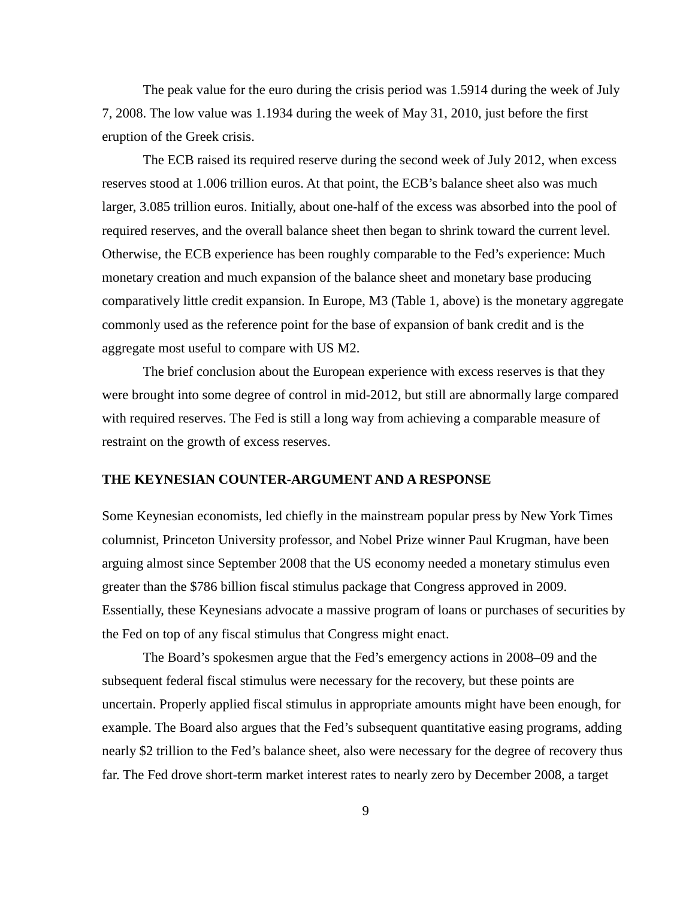The peak value for the euro during the crisis period was 1.5914 during the week of July 7, 2008. The low value was 1.1934 during the week of May 31, 2010, just before the first eruption of the Greek crisis.

The ECB raised its required reserve during the second week of July 2012, when excess reserves stood at 1.006 trillion euros. At that point, the ECB's balance sheet also was much larger, 3.085 trillion euros. Initially, about one-half of the excess was absorbed into the pool of required reserves, and the overall balance sheet then began to shrink toward the current level. Otherwise, the ECB experience has been roughly comparable to the Fed's experience: Much monetary creation and much expansion of the balance sheet and monetary base producing comparatively little credit expansion. In Europe, M3 (Table 1, above) is the monetary aggregate commonly used as the reference point for the base of expansion of bank credit and is the aggregate most useful to compare with US M2.

The brief conclusion about the European experience with excess reserves is that they were brought into some degree of control in mid-2012, but still are abnormally large compared with required reserves. The Fed is still a long way from achieving a comparable measure of restraint on the growth of excess reserves.

## THE KEYNESIAN COUNTER-ARGUMENT AND A RESPONSE

Some Keynesian economists, led chiefly in the mainstream popular press by New York Times columnist, Princeton University professor, and Nobel Prize winner Paul Krugman, have been arguing almost since September 2008 that the US economy needed a monetary stimulus even greater than the $786 billion fiscal stimulus package that Congress approved in 2009. Essentially, these Keynesians advocate a massive program of loans or purchases of securities by the Fed on top of any fiscal stimulus that Congress might enact.

The Board's spokesmen argue that the Fed's emergency actions in 2008–09 and the subsequent federal fiscal stimulus were necessary for the recovery, but these points are uncertain. Properly applied fiscal stimulus in appropriate amounts might have been enough, for example. The Board also argues that the Fed's subsequent quantitative easing programs, adding nearly $2 trillion to the Fed's balance sheet, also were necessary for the degree of recovery thus far. The Fed drove short-term market interest rates to nearly zero by December 2008, a target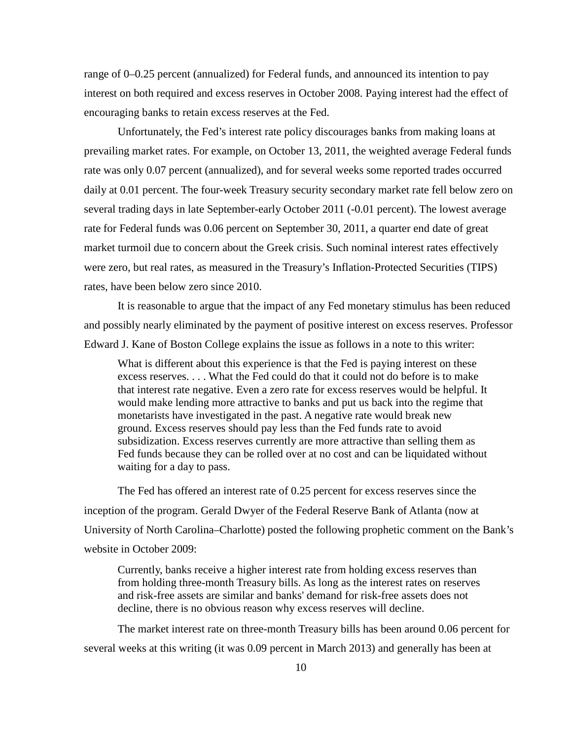range of 0–0.25 percent (annualized) for Federal funds, and announced its intention to pay interest on both required and excess reserves in October 2008. Paying interest had the effect of encouraging banks to retain excess reserves at the Fed.

Unfortunately, the Fed's interest rate policy discourages banks from making loans at prevailing market rates. For example, on October 13, 2011, the weighted average Federal funds rate was only 0.07 percent (annualized), and for several weeks some reported trades occurred daily at 0.01 percent. The four-week Treasury security secondary market rate fell below zero on several trading days in late September-early October 2011 (-0.01 percent). The lowest average rate for Federal funds was 0.06 percent on September 30, 2011, a quarter end date of great market turmoil due to concern about the Greek crisis. Such nominal interest rates effectively were zero, but real rates, as measured in the Treasury's Inflation-Protected Securities (TIPS) rates, have been below zero since 2010.

It is reasonable to argue that the impact of any Fed monetary stimulus has been reduced and possibly nearly eliminated by the payment of positive interest on excess reserves. Professor Edward J. Kane of Boston College explains the issue as follows in a note to this writer:

> What is different about this experience is that the Fed is paying interest on these excess reserves. . . . What the Fed could do that it could not do before is to make that interest rate negative. Even a zero rate for excess reserves would be helpful. It would make lending more attractive to banks and put us back into the regime that monetarists have investigated in the past. A negative rate would break new ground. Excess reserves should pay less than the Fed funds rate to avoid subsidization. Excess reserves currently are more attractive than selling them as Fed funds because they can be rolled over at no cost and can be liquidated without waiting for a day to pass.

The Fed has offered an interest rate of 0.25 percent for excess reserves since the inception of the program. Gerald Dwyer of the Federal Reserve Bank of Atlanta (now at University of North Carolina–Charlotte) posted the following prophetic comment on the Bank's website in October 2009:

> Currently, banks receive a higher interest rate from holding excess reserves than from holding three-month Treasury bills. As long as the interest rates on reserves and risk-free assets are similar and banks' demand for risk-free assets does not decline, there is no obvious reason why excess reserves will decline.

The market interest rate on three-month Treasury bills has been around 0.06 percent for several weeks at this writing (it was 0.09 percent in March 2013) and generally has been at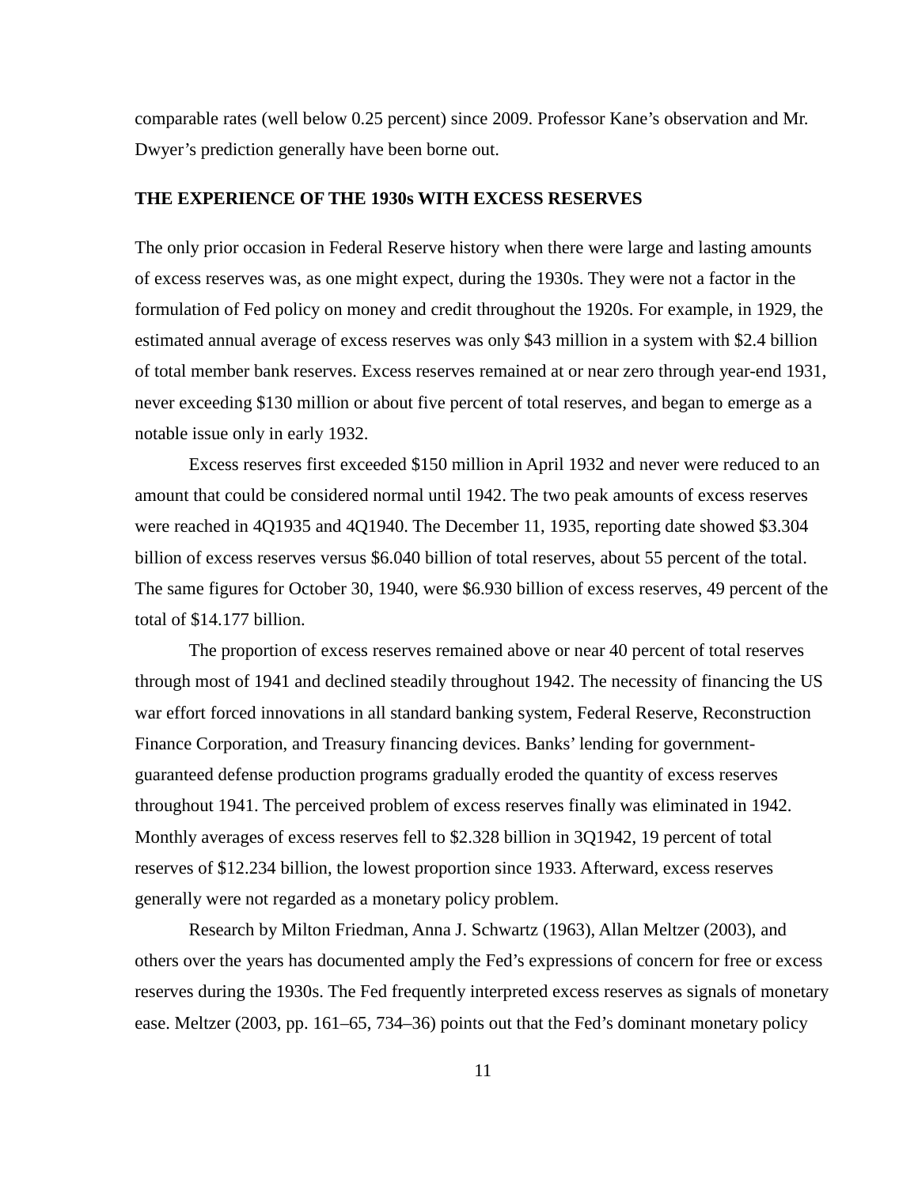comparable rates (well below 0.25 percent) since 2009. Professor Kane's observation and Mr. Dwyer's prediction generally have been borne out.

## THE EXPERIENCE OF THE 1930s WITH EXCESS RESERVES

The only prior occasion in Federal Reserve history when there were large and lasting amounts of excess reserves was, as one might expect, during the 1930s. They were not a factor in the formulation of Fed policy on money and credit throughout the 1920s. For example, in 1929, the estimated annual average of excess reserves was only $43 million in a system with $2.4 billion of total member bank reserves. Excess reserves remained at or near zero through year-end 1931, never exceeding $130 million or about five percent of total reserves, and began to emerge as a notable issue only in early 1932.

Excess reserves first exceeded $150 million in April 1932 and never were reduced to an amount that could be considered normal until 1942. The two peak amounts of excess reserves were reached in 4Q1935 and 4Q1940. The December 11, 1935, reporting date showed $3.304 billion of excess reserves versus $6.040 billion of total reserves, about 55 percent of the total. The same figures for October 30, 1940, were $6.930 billion of excess reserves, 49 percent of the total of $14.177 billion.

The proportion of excess reserves remained above or near 40 percent of total reserves through most of 1941 and declined steadily throughout 1942. The necessity of financing the US war effort forced innovations in all standard banking system, Federal Reserve, Reconstruction Finance Corporation, and Treasury financing devices. Banks' lending for government-guaranteed defense production programs gradually eroded the quantity of excess reserves throughout 1941. The perceived problem of excess reserves finally was eliminated in 1942. Monthly averages of excess reserves fell to $2.328 billion in 3Q1942, 19 percent of total reserves of $12.234 billion, the lowest proportion since 1933. Afterward, excess reserves generally were not regarded as a monetary policy problem.

Research by Milton Friedman, Anna J. Schwartz (1963), Allan Meltzer (2003), and others over the years has documented amply the Fed's expressions of concern for free or excess reserves during the 1930s. The Fed frequently interpreted excess reserves as signals of monetary ease. Meltzer (2003, pp. 161–65, 734–36) points out that the Fed's dominant monetary policy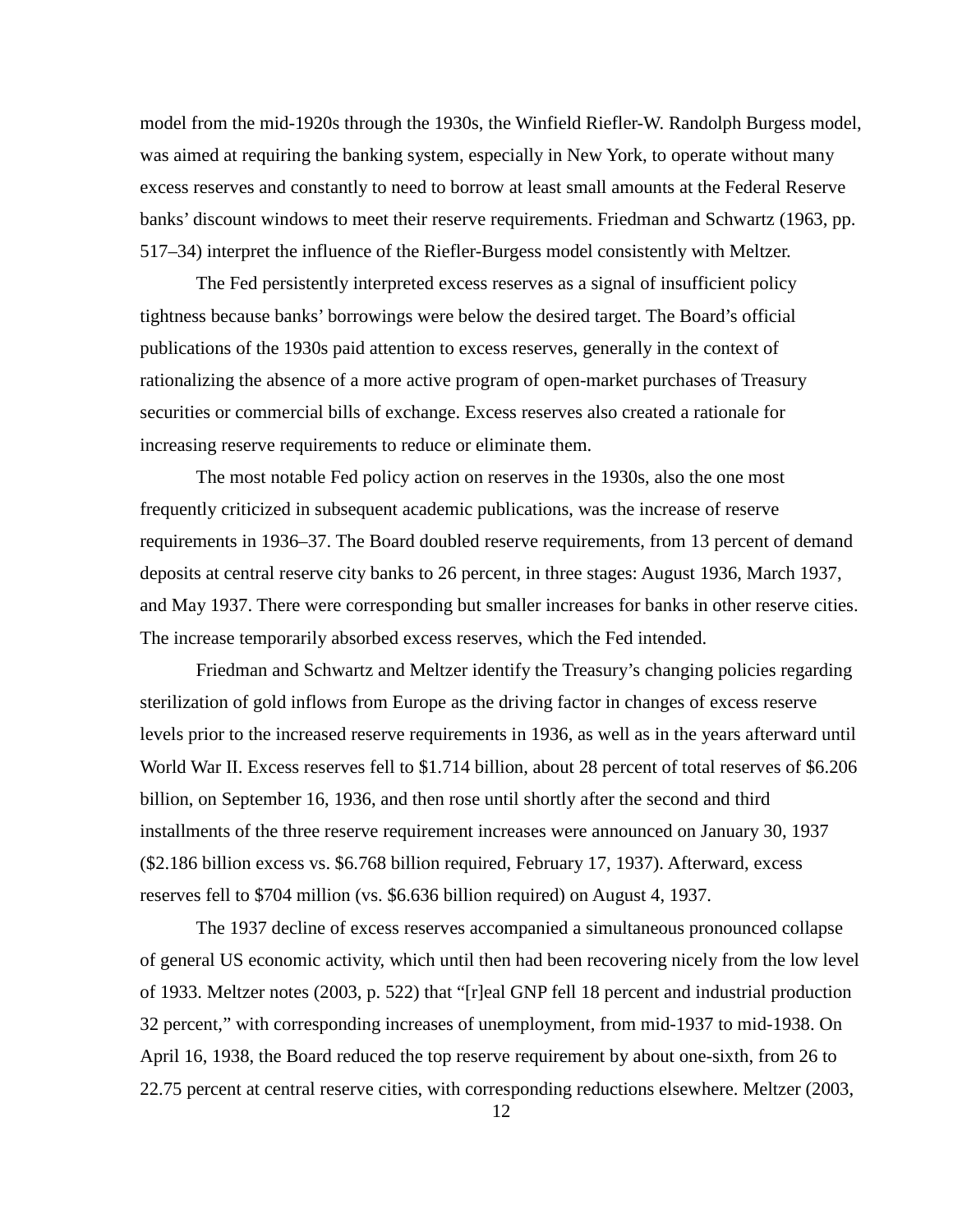model from the mid-1920s through the 1930s, the Winfield Riefler-W. Randolph Burgess model, was aimed at requiring the banking system, especially in New York, to operate without many excess reserves and constantly to need to borrow at least small amounts at the Federal Reserve banks' discount windows to meet their reserve requirements. Friedman and Schwartz (1963, pp. 517–34) interpret the influence of the Riefler-Burgess model consistently with Meltzer.

The Fed persistently interpreted excess reserves as a signal of insufficient policy tightness because banks' borrowings were below the desired target. The Board's official publications of the 1930s paid attention to excess reserves, generally in the context of rationalizing the absence of a more active program of open-market purchases of Treasury securities or commercial bills of exchange. Excess reserves also created a rationale for increasing reserve requirements to reduce or eliminate them.

The most notable Fed policy action on reserves in the 1930s, also the one most frequently criticized in subsequent academic publications, was the increase of reserve requirements in 1936–37. The Board doubled reserve requirements, from 13 percent of demand deposits at central reserve city banks to 26 percent, in three stages: August 1936, March 1937, and May 1937. There were corresponding but smaller increases for banks in other reserve cities. The increase temporarily absorbed excess reserves, which the Fed intended.

Friedman and Schwartz and Meltzer identify the Treasury's changing policies regarding sterilization of gold inflows from Europe as the driving factor in changes of excess reserve levels prior to the increased reserve requirements in 1936, as well as in the years afterward until World War II. Excess reserves fell to $1.714 billion, about 28 percent of total reserves of $6.206 billion, on September 16, 1936, and then rose until shortly after the second and third installments of the three reserve requirement increases were announced on January 30, 1937 ($2.186 billion excess vs. $6.768 billion required, February 17, 1937). Afterward, excess reserves fell to $704 million (vs. $6.636 billion required) on August 4, 1937.

The 1937 decline of excess reserves accompanied a simultaneous pronounced collapse of general US economic activity, which until then had been recovering nicely from the low level of 1933. Meltzer notes (2003, p. 522) that "[r]eal GNP fell 18 percent and industrial production 32 percent," with corresponding increases of unemployment, from mid-1937 to mid-1938. On April 16, 1938, the Board reduced the top reserve requirement by about one-sixth, from 26 to 22.75 percent at central reserve cities, with corresponding reductions elsewhere. Meltzer (2003,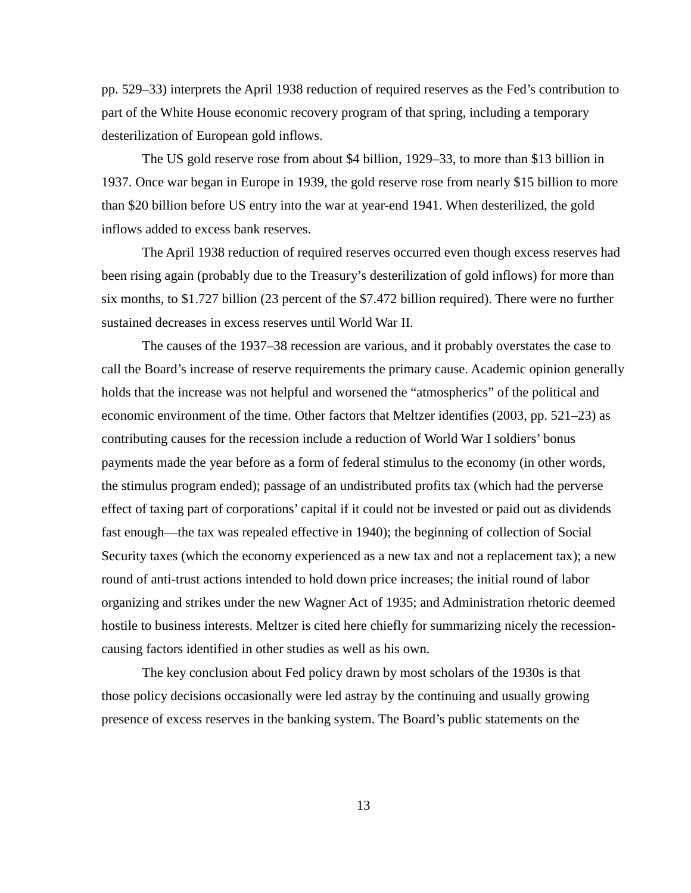pp. 529–33) interprets the April 1938 reduction of required reserves as the Fed's contribution to part of the White House economic recovery program of that spring, including a temporary desterilization of European gold inflows.

The US gold reserve rose from about $4 billion, 1929–33, to more than $13 billion in 1937. Once war began in Europe in 1939, the gold reserve rose from nearly $15 billion to more than $20 billion before US entry into the war at year-end 1941. When desterilized, the gold inflows added to excess bank reserves.

The April 1938 reduction of required reserves occurred even though excess reserves had been rising again (probably due to the Treasury's desterilization of gold inflows) for more than six months, to $1.727 billion (23 percent of the $7.472 billion required). There were no further sustained decreases in excess reserves until World War II.

The causes of the 1937–38 recession are various, and it probably overstates the case to call the Board's increase of reserve requirements the primary cause. Academic opinion generally holds that the increase was not helpful and worsened the "atmospherics" of the political and economic environment of the time. Other factors that Meltzer identifies (2003, pp. 521–23) as contributing causes for the recession include a reduction of World War I soldiers' bonus payments made the year before as a form of federal stimulus to the economy (in other words, the stimulus program ended); passage of an undistributed profits tax (which had the perverse effect of taxing part of corporations' capital if it could not be invested or paid out as dividends fast enough—the tax was repealed effective in 1940); the beginning of collection of Social Security taxes (which the economy experienced as a new tax and not a replacement tax); a new round of anti-trust actions intended to hold down price increases; the initial round of labor organizing and strikes under the new Wagner Act of 1935; and Administration rhetoric deemed hostile to business interests. Meltzer is cited here chiefly for summarizing nicely the recession-causing factors identified in other studies as well as his own.

The key conclusion about Fed policy drawn by most scholars of the 1930s is that those policy decisions occasionally were led astray by the continuing and usually growing presence of excess reserves in the banking system. The Board's public statements on the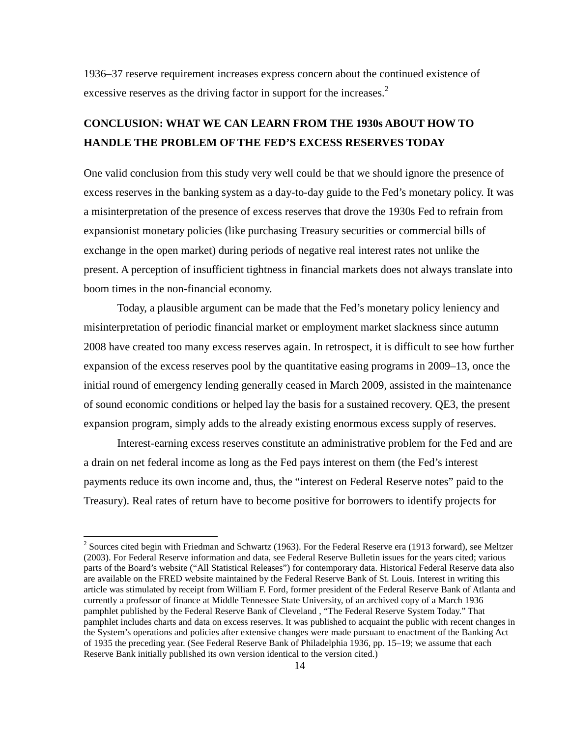1936–37 reserve requirement increases express concern about the continued existence of excessive reserves as the driving factor in support for the increases.[2]

## CONCLUSION: WHAT WE CAN LEARN FROM THE 1930s ABOUT HOW TO HANDLE THE PROBLEM OF THE FED'S EXCESS RESERVES TODAY

One valid conclusion from this study very well could be that we should ignore the presence of excess reserves in the banking system as a day-to-day guide to the Fed's monetary policy. It was a misinterpretation of the presence of excess reserves that drove the 1930s Fed to refrain from expansionist monetary policies (like purchasing Treasury securities or commercial bills of exchange in the open market) during periods of negative real interest rates not unlike the present. A perception of insufficient tightness in financial markets does not always translate into boom times in the non-financial economy.

Today, a plausible argument can be made that the Fed's monetary policy leniency and misinterpretation of periodic financial market or employment market slackness since autumn 2008 have created too many excess reserves again. In retrospect, it is difficult to see how further expansion of the excess reserves pool by the quantitative easing programs in 2009–13, once the initial round of emergency lending generally ceased in March 2009, assisted in the maintenance of sound economic conditions or helped lay the basis for a sustained recovery. QE3, the present expansion program, simply adds to the already existing enormous excess supply of reserves.

Interest-earning excess reserves constitute an administrative problem for the Fed and are a drain on net federal income as long as the Fed pays interest on them (the Fed's interest payments reduce its own income and, thus, the "interest on Federal Reserve notes" paid to the Treasury). Real rates of return have to become positive for borrowers to identify projects for

---

[2] Sources cited begin with Friedman and Schwartz (1963). For the Federal Reserve era (1913 forward), see Meltzer (2003). For Federal Reserve information and data, see Federal Reserve Bulletin issues for the years cited; various parts of the Board's website ("All Statistical Releases") for contemporary data. Historical Federal Reserve data also are available on the FRED website maintained by the Federal Reserve Bank of St. Louis. Interest in writing this article was stimulated by receipt from William F. Ford, former president of the Federal Reserve Bank of Atlanta and currently a professor of finance at Middle Tennessee State University, of an archived copy of a March 1936 pamphlet published by the Federal Reserve Bank of Cleveland , "The Federal Reserve System Today." That pamphlet includes charts and data on excess reserves. It was published to acquaint the public with recent changes in the System's operations and policies after extensive changes were made pursuant to enactment of the Banking Act of 1935 the preceding year. (See Federal Reserve Bank of Philadelphia 1936, pp. 15–19; we assume that each Reserve Bank initially published its own version identical to the version cited.)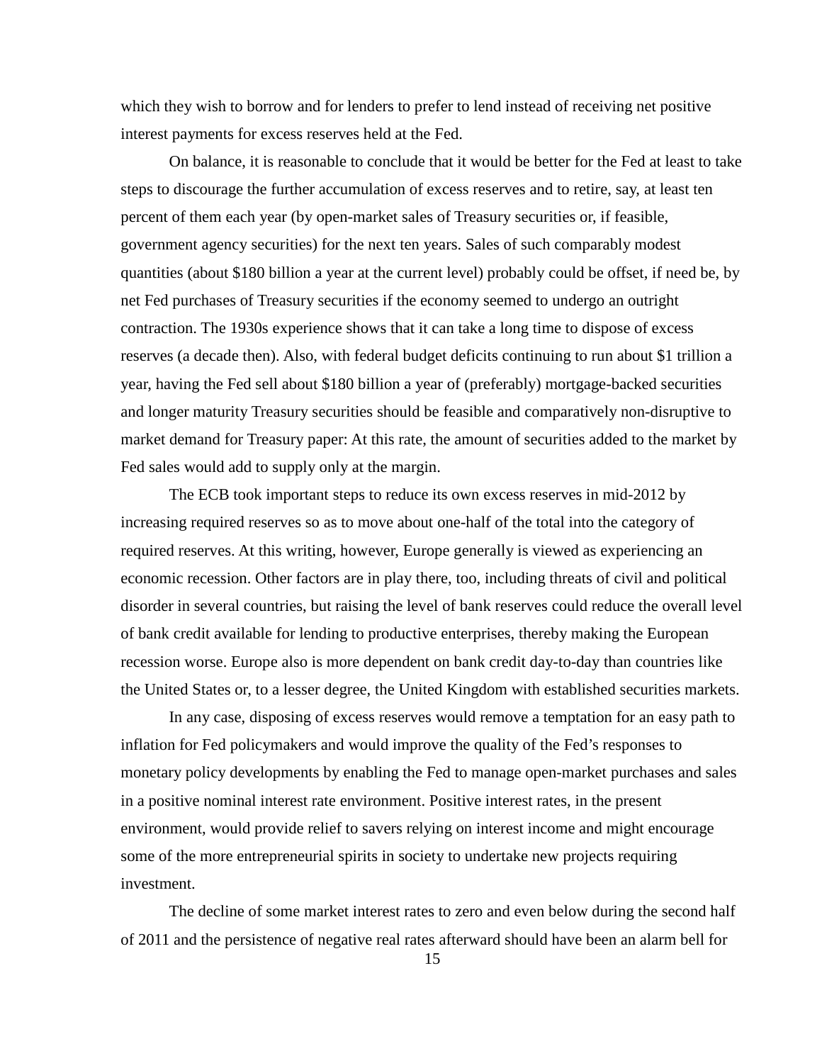which they wish to borrow and for lenders to prefer to lend instead of receiving net positive interest payments for excess reserves held at the Fed.

On balance, it is reasonable to conclude that it would be better for the Fed at least to take steps to discourage the further accumulation of excess reserves and to retire, say, at least ten percent of them each year (by open-market sales of Treasury securities or, if feasible, government agency securities) for the next ten years. Sales of such comparably modest quantities (about $180 billion a year at the current level) probably could be offset, if need be, by net Fed purchases of Treasury securities if the economy seemed to undergo an outright contraction. The 1930s experience shows that it can take a long time to dispose of excess reserves (a decade then). Also, with federal budget deficits continuing to run about $1 trillion a year, having the Fed sell about $180 billion a year of (preferably) mortgage-backed securities and longer maturity Treasury securities should be feasible and comparatively non-disruptive to market demand for Treasury paper: At this rate, the amount of securities added to the market by Fed sales would add to supply only at the margin.

The ECB took important steps to reduce its own excess reserves in mid-2012 by increasing required reserves so as to move about one-half of the total into the category of required reserves. At this writing, however, Europe generally is viewed as experiencing an economic recession. Other factors are in play there, too, including threats of civil and political disorder in several countries, but raising the level of bank reserves could reduce the overall level of bank credit available for lending to productive enterprises, thereby making the European recession worse. Europe also is more dependent on bank credit day-to-day than countries like the United States or, to a lesser degree, the United Kingdom with established securities markets.

In any case, disposing of excess reserves would remove a temptation for an easy path to inflation for Fed policymakers and would improve the quality of the Fed's responses to monetary policy developments by enabling the Fed to manage open-market purchases and sales in a positive nominal interest rate environment. Positive interest rates, in the present environment, would provide relief to savers relying on interest income and might encourage some of the more entrepreneurial spirits in society to undertake new projects requiring investment.

The decline of some market interest rates to zero and even below during the second half of 2011 and the persistence of negative real rates afterward should have been an alarm bell for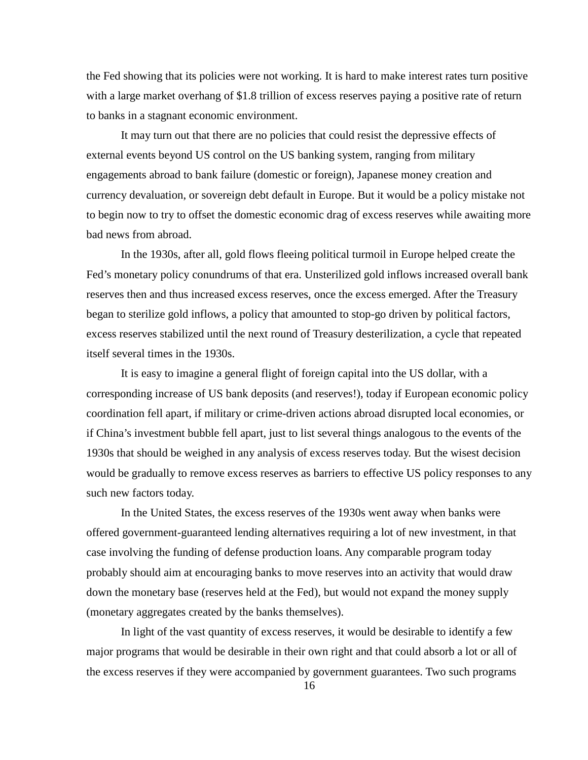the Fed showing that its policies were not working. It is hard to make interest rates turn positive with a large market overhang of $1.8 trillion of excess reserves paying a positive rate of return to banks in a stagnant economic environment.

It may turn out that there are no policies that could resist the depressive effects of external events beyond US control on the US banking system, ranging from military engagements abroad to bank failure (domestic or foreign), Japanese money creation and currency devaluation, or sovereign debt default in Europe. But it would be a policy mistake not to begin now to try to offset the domestic economic drag of excess reserves while awaiting more bad news from abroad.

In the 1930s, after all, gold flows fleeing political turmoil in Europe helped create the Fed's monetary policy conundrums of that era. Unsterilized gold inflows increased overall bank reserves then and thus increased excess reserves, once the excess emerged. After the Treasury began to sterilize gold inflows, a policy that amounted to stop-go driven by political factors, excess reserves stabilized until the next round of Treasury desterilization, a cycle that repeated itself several times in the 1930s.

It is easy to imagine a general flight of foreign capital into the US dollar, with a corresponding increase of US bank deposits (and reserves!), today if European economic policy coordination fell apart, if military or crime-driven actions abroad disrupted local economies, or if China's investment bubble fell apart, just to list several things analogous to the events of the 1930s that should be weighed in any analysis of excess reserves today. But the wisest decision would be gradually to remove excess reserves as barriers to effective US policy responses to any such new factors today.

In the United States, the excess reserves of the 1930s went away when banks were offered government-guaranteed lending alternatives requiring a lot of new investment, in that case involving the funding of defense production loans. Any comparable program today probably should aim at encouraging banks to move reserves into an activity that would draw down the monetary base (reserves held at the Fed), but would not expand the money supply (monetary aggregates created by the banks themselves).

In light of the vast quantity of excess reserves, it would be desirable to identify a few major programs that would be desirable in their own right and that could absorb a lot or all of the excess reserves if they were accompanied by government guarantees. Two such programs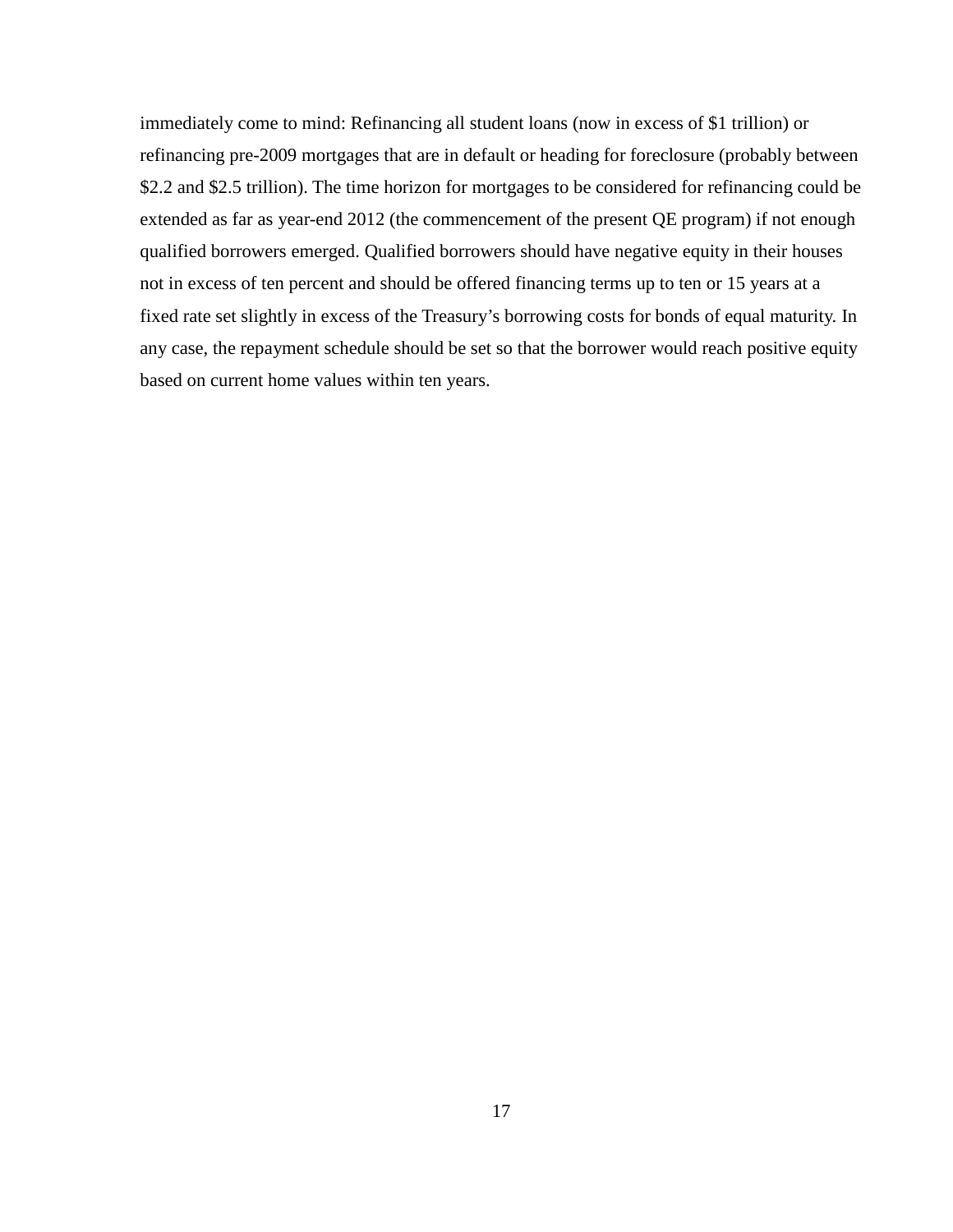immediately come to mind: Refinancing all student loans (now in excess of $1 trillion) or refinancing pre-2009 mortgages that are in default or heading for foreclosure (probably between $2.2 and $2.5 trillion). The time horizon for mortgages to be considered for refinancing could be extended as far as year-end 2012 (the commencement of the present QE program) if not enough qualified borrowers emerged. Qualified borrowers should have negative equity in their houses not in excess of ten percent and should be offered financing terms up to ten or 15 years at a fixed rate set slightly in excess of the Treasury's borrowing costs for bonds of equal maturity. In any case, the repayment schedule should be set so that the borrower would reach positive equity based on current home values within ten years.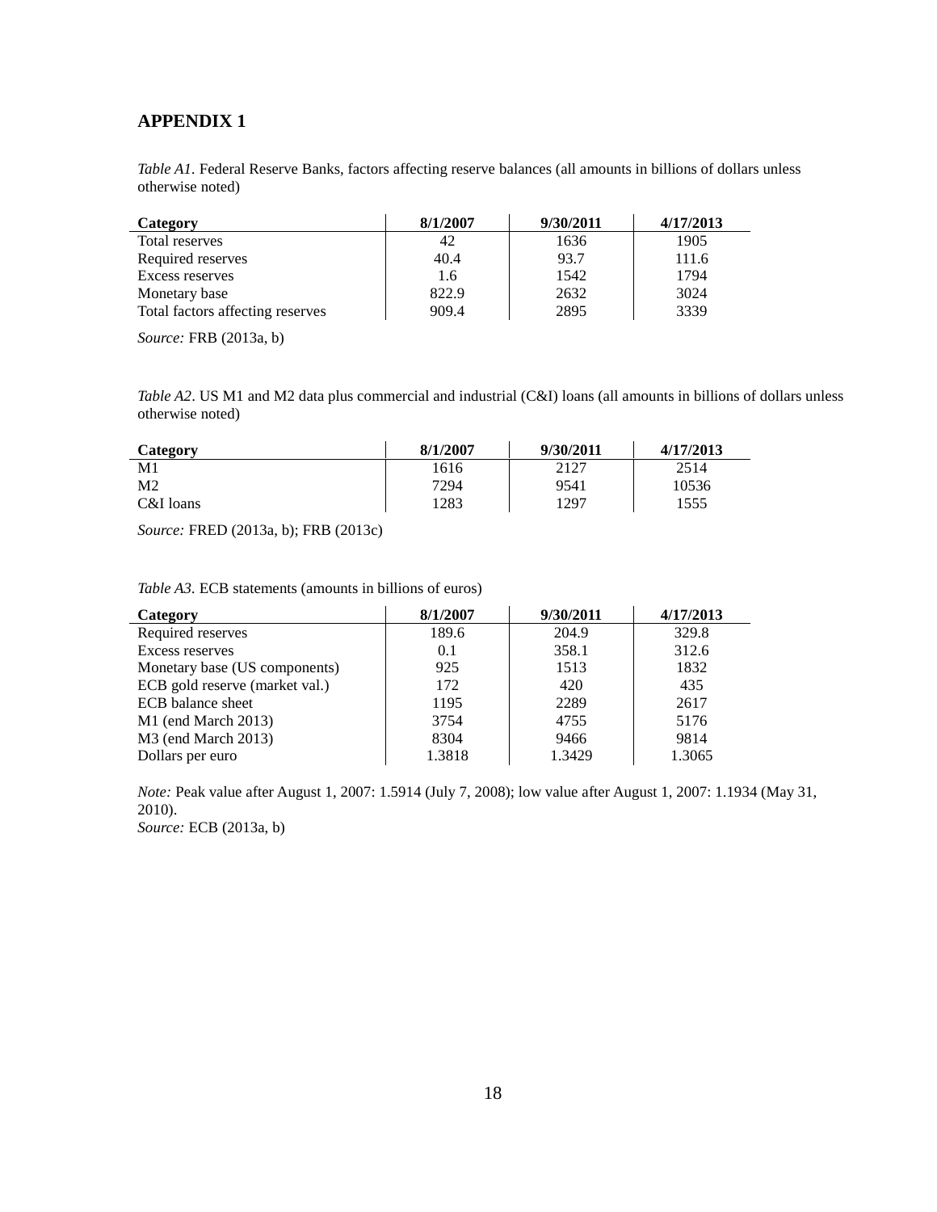# APPENDIX 1

*Table A1.* Federal Reserve Banks, factors affecting reserve balances (all amounts in billions of dollars unless otherwise noted)

| Category | 8/1/2007 | 9/30/2011 | 4/17/2013 |
|---|---|---|---|
| Total reserves | 42 | 1636 | 1905 |
| Required reserves | 40.4 | 93.7 | 111.6 |
| Excess reserves | 1.6 | 1542 | 1794 |
| Monetary base | 822.9 | 2632 | 3024 |
| Total factors affecting reserves | 909.4 | 2895 | 3339 |

*Source:* FRB (2013a, b)

*Table A2*. US M1 and M2 data plus commercial and industrial (C&I) loans (all amounts in billions of dollars unless otherwise noted)

| Category | 8/1/2007 | 9/30/2011 | 4/17/2013 |
|---|---|---|---|
| M1 | 1616 | 2127 | 2514 |
| M2 | 7294 | 9541 | 10536 |
| C&I loans | 1283 | 1297 | 1555 |

*Source:* FRED (2013a, b); FRB (2013c)

*Table A3.* ECB statements (amounts in billions of euros)

| Category | 8/1/2007 | 9/30/2011 | 4/17/2013 |
|---|---|---|---|
| Required reserves | 189.6 | 204.9 | 329.8 |
| Excess reserves | 0.1 | 358.1 | 312.6 |
| Monetary base (US components) | 925 | 1513 | 1832 |
| ECB gold reserve (market val.) | 172 | 420 | 435 |
| ECB balance sheet | 1195 | 2289 | 2617 |
| M1 (end March 2013) | 3754 | 4755 | 5176 |
| M3 (end March 2013) | 8304 | 9466 | 9814 |
| Dollars per euro | 1.3818 | 1.3429 | 1.3065 |

*Note:* Peak value after August 1, 2007: 1.5914 (July 7, 2008); low value after August 1, 2007: 1.1934 (May 31, 2010).
*Source:* ECB (2013a, b)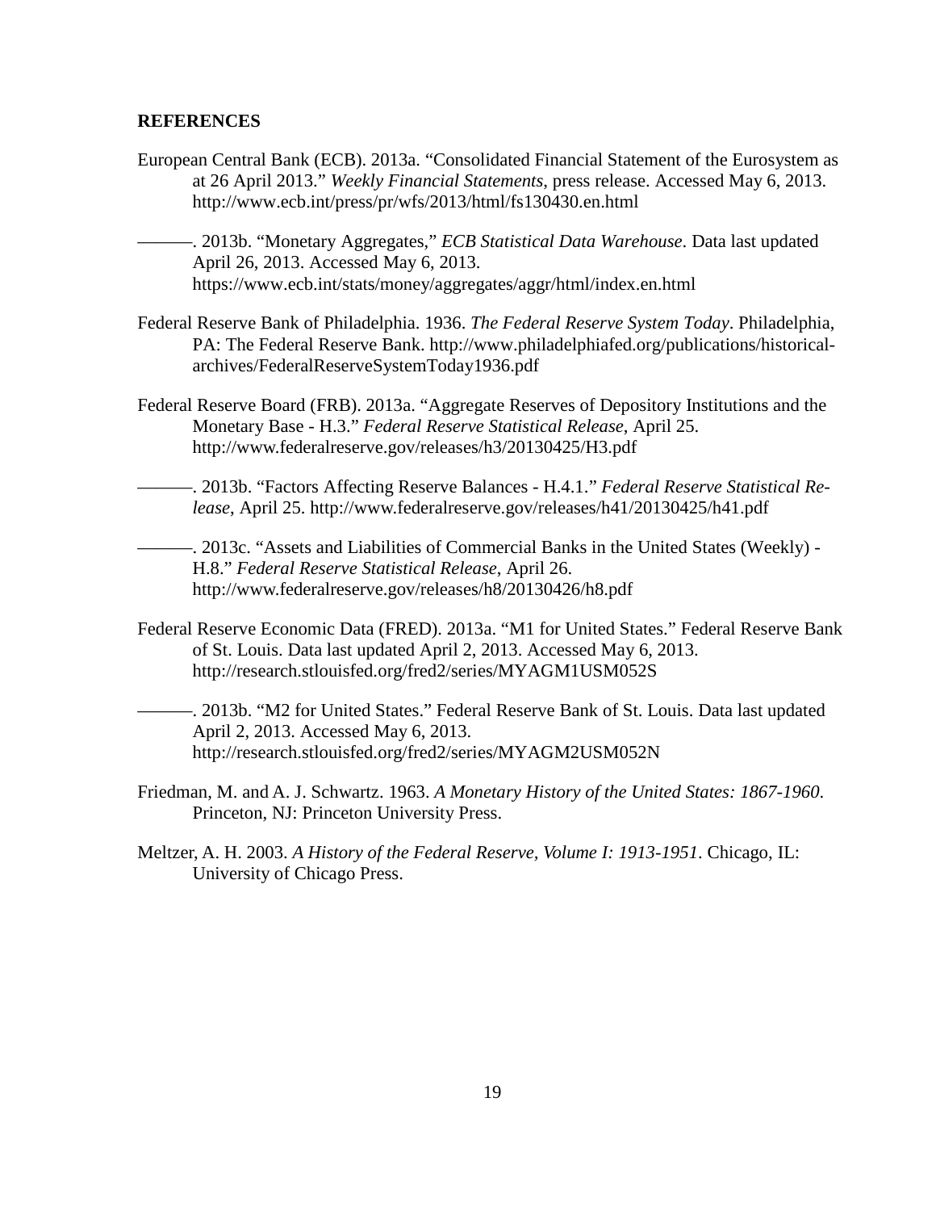**REFERENCES**

European Central Bank (ECB). 2013a. "Consolidated Financial Statement of the Eurosystem as at 26 April 2013." *Weekly Financial Statements*, press release. Accessed May 6, 2013. http://www.ecb.int/press/pr/wfs/2013/html/fs130430.en.html

———. 2013b. "Monetary Aggregates," *ECB Statistical Data Warehouse*. Data last updated April 26, 2013. Accessed May 6, 2013. https://www.ecb.int/stats/money/aggregates/aggr/html/index.en.html

Federal Reserve Bank of Philadelphia. 1936. *The Federal Reserve System Today*. Philadelphia, PA: The Federal Reserve Bank. http://www.philadelphiafed.org/publications/historical-archives/FederalReserveSystemToday1936.pdf

Federal Reserve Board (FRB). 2013a. "Aggregate Reserves of Depository Institutions and the Monetary Base - H.3." *Federal Reserve Statistical Release*, April 25. http://www.federalreserve.gov/releases/h3/20130425/H3.pdf

———. 2013b. "Factors Affecting Reserve Balances - H.4.1." *Federal Reserve Statistical Release*, April 25. http://www.federalreserve.gov/releases/h41/20130425/h41.pdf

———. 2013c. "Assets and Liabilities of Commercial Banks in the United States (Weekly) - H.8." *Federal Reserve Statistical Release*, April 26. http://www.federalreserve.gov/releases/h8/20130426/h8.pdf

Federal Reserve Economic Data (FRED). 2013a. "M1 for United States." Federal Reserve Bank of St. Louis. Data last updated April 2, 2013. Accessed May 6, 2013. http://research.stlouisfed.org/fred2/series/MYAGM1USM052S

———. 2013b. "M2 for United States." Federal Reserve Bank of St. Louis. Data last updated April 2, 2013. Accessed May 6, 2013. http://research.stlouisfed.org/fred2/series/MYAGM2USM052N

Friedman, M. and A. J. Schwartz. 1963. *A Monetary History of the United States: 1867-1960*. Princeton, NJ: Princeton University Press.

Meltzer, A. H. 2003. *A History of the Federal Reserve, Volume I: 1913-1951*. Chicago, IL: University of Chicago Press.